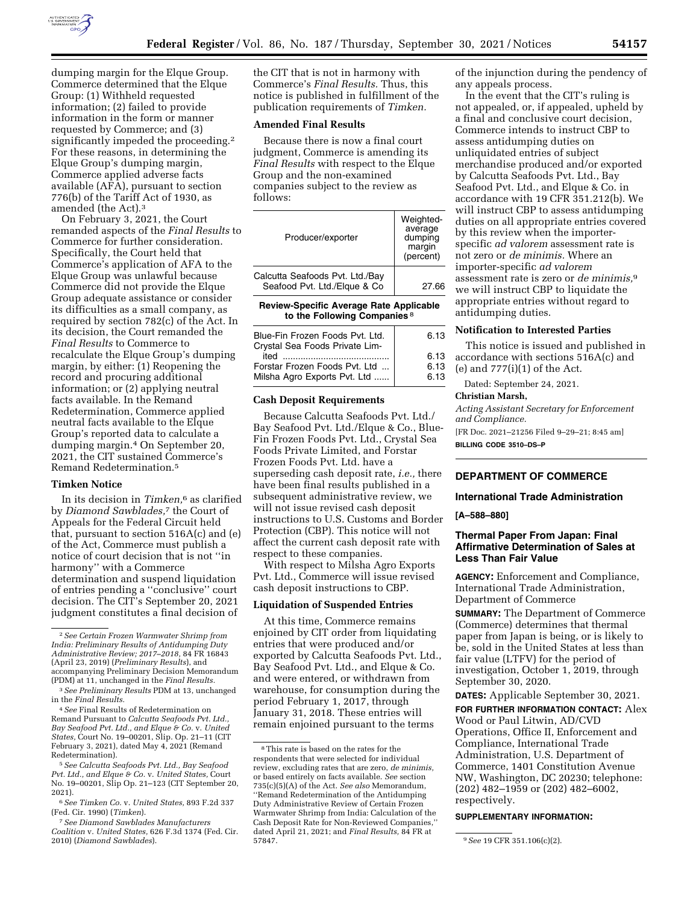dumping margin for the Elque Group. Commerce determined that the Elque Group: (1) Withheld requested information; (2) failed to provide information in the form or manner requested by Commerce; and (3) significantly impeded the proceeding.[2] For these reasons, in determining the Elque Group's dumping margin, Commerce applied adverse facts available (AFA), pursuant to section 776(b) of the Tariff Act of 1930, as amended (the Act).[3]

On February 3, 2021, the Court remanded aspects of the *Final Results* to Commerce for further consideration. Specifically, the Court held that Commerce's application of AFA to the Elque Group was unlawful because Commerce did not provide the Elque Group adequate assistance or consider its difficulties as a small company, as required by section 782(c) of the Act. In its decision, the Court remanded the *Final Results* to Commerce to recalculate the Elque Group's dumping margin, by either: (1) Reopening the record and procuring additional information; or (2) applying neutral facts available. In the Remand Redetermination, Commerce applied neutral facts available to the Elque Group's reported data to calculate a dumping margin.[4] On September 20, 2021, the CIT sustained Commerce's Remand Redetermination.[5]

### Timken Notice

In its decision in *Timken,*[6] as clarified by *Diamond Sawblades,*[7] the Court of Appeals for the Federal Circuit held that, pursuant to section 516A(c) and (e) of the Act, Commerce must publish a notice of court decision that is not ''in harmony'' with a Commerce determination and suspend liquidation of entries pending a ''conclusive'' court decision. The CIT's September 20, 2021 judgment constitutes a final decision of the CIT that is not in harmony with Commerce's *Final Results.* Thus, this notice is published in fulfillment of the publication requirements of *Timken.*

### Amended Final Results

Because there is now a final court judgment, Commerce is amending its *Final Results* with respect to the Elque Group and the non-examined companies subject to the review as follows:

| Producer/exporter | Weighted-average dumping margin (percent) |
|---|---|
| Calcutta Seafoods Pvt. Ltd./Bay Seafood Pvt. Ltd./Elque & Co | 27.66 |
| **Review-Specific Average Rate Applicable to the Following Companies**[8] | |
| Blue-Fin Frozen Foods Pvt. Ltd. | 6.13 |
| Crystal Sea Foods Private Limited | 6.13 |
| Forstar Frozen Foods Pvt. Ltd | 6.13 |
| Milsha Agro Exports Pvt. Ltd | 6.13 |

### Cash Deposit Requirements

Because Calcutta Seafoods Pvt. Ltd./Bay Seafood Pvt. Ltd./Elque & Co., Blue-Fin Frozen Foods Pvt. Ltd., Crystal Sea Foods Private Limited, and Forstar Frozen Foods Pvt. Ltd. have a superseding cash deposit rate, *i.e.,* there have been final results published in a subsequent administrative review, we will not issue revised cash deposit instructions to U.S. Customs and Border Protection (CBP). This notice will not affect the current cash deposit rate with respect to these companies.

With respect to Milsha Agro Exports Pvt. Ltd., Commerce will issue revised cash deposit instructions to CBP.

### Liquidation of Suspended Entries

At this time, Commerce remains enjoined by CIT order from liquidating entries that were produced and/or exported by Calcutta Seafoods Pvt. Ltd., Bay Seafood Pvt. Ltd., and Elque & Co. and were entered, or withdrawn from warehouse, for consumption during the period February 1, 2017, through January 31, 2018. These entries will remain enjoined pursuant to the terms of the injunction during the pendency of any appeals process.

In the event that the CIT's ruling is not appealed, or, if appealed, upheld by a final and conclusive court decision, Commerce intends to instruct CBP to assess antidumping duties on unliquidated entries of subject merchandise produced and/or exported by Calcutta Seafoods Pvt. Ltd., Bay Seafood Pvt. Ltd., and Elque & Co. in accordance with 19 CFR 351.212(b). We will instruct CBP to assess antidumping duties on all appropriate entries covered by this review when the importer-specific *ad valorem* assessment rate is not zero or *de minimis.* Where an importer-specific *ad valorem* assessment rate is zero or *de minimis,*[9] we will instruct CBP to liquidate the appropriate entries without regard to antidumping duties.

### Notification to Interested Parties

This notice is issued and published in accordance with sections 516A(c) and (e) and 777(i)(1) of the Act.

Dated: September 24, 2021.

**Christian Marsh,**

*Acting Assistant Secretary for Enforcement and Compliance.*

[FR Doc. 2021–21256 Filed 9–29–21; 8:45 am]

**BILLING CODE 3510–DS–P**

---

## DEPARTMENT OF COMMERCE

### International Trade Administration

**[A–588–880]**

### Thermal Paper From Japan: Final Affirmative Determination of Sales at Less Than Fair Value

**AGENCY:** Enforcement and Compliance, International Trade Administration, Department of Commerce

**SUMMARY:** The Department of Commerce (Commerce) determines that thermal paper from Japan is being, or is likely to be, sold in the United States at less than fair value (LTFV) for the period of investigation, October 1, 2019, through September 30, 2020.

**DATES:** Applicable September 30, 2021.

**FOR FURTHER INFORMATION CONTACT:** Alex Wood or Paul Litwin, AD/CVD Operations, Office II, Enforcement and Compliance, International Trade Administration, U.S. Department of Commerce, 1401 Constitution Avenue NW, Washington, DC 20230; telephone: (202) 482–1959 or (202) 482–6002, respectively.

**SUPPLEMENTARY INFORMATION:**

---

[2] *See Certain Frozen Warmwater Shrimp from India: Preliminary Results of Antidumping Duty Administrative Review; 2017–2018,* 84 FR 16843 (April 23, 2019) (*Preliminary Results*), and accompanying Preliminary Decision Memorandum (PDM) at 11, unchanged in the *Final Results.*

[3] *See Preliminary Results* PDM at 13, unchanged in the *Final Results.*

[4] *See* Final Results of Redetermination on Remand Pursuant to *Calcutta Seafoods Pvt. Ltd., Bay Seafood Pvt. Ltd., and Elque & Co.* v. *United States,* Court No. 19–00201, Slip. Op. 21–11 (CIT February 3, 2021), dated May 4, 2021 (Remand Redetermination).

[5] *See Calcutta Seafoods Pvt. Ltd., Bay Seafood Pvt. Ltd., and Elque & Co.* v. *United States,* Court No. 19–00201, Slip Op. 21–123 (CIT September 20, 2021).

[6] *See Timken Co.* v. *United States,* 893 F.2d 337 (Fed. Cir. 1990) (*Timken*).

[7] *See Diamond Sawblades Manufacturers Coalition* v. *United States,* 626 F.3d 1374 (Fed. Cir. 2010) (*Diamond Sawblades*).

[8] This rate is based on the rates for the respondents that were selected for individual review, excluding rates that are zero, *de minimis,* or based entirely on facts available. *See* section 735(c)(5)(A) of the Act. *See also* Memorandum, ''Remand Redetermination of the Antidumping Duty Administrative Review of Certain Frozen Warmwater Shrimp from India: Calculation of the Cash Deposit Rate for Non-Reviewed Companies,'' dated April 21, 2021; and *Final Results,* 84 FR at 57847.

[9] *See* 19 CFR 351.106(c)(2).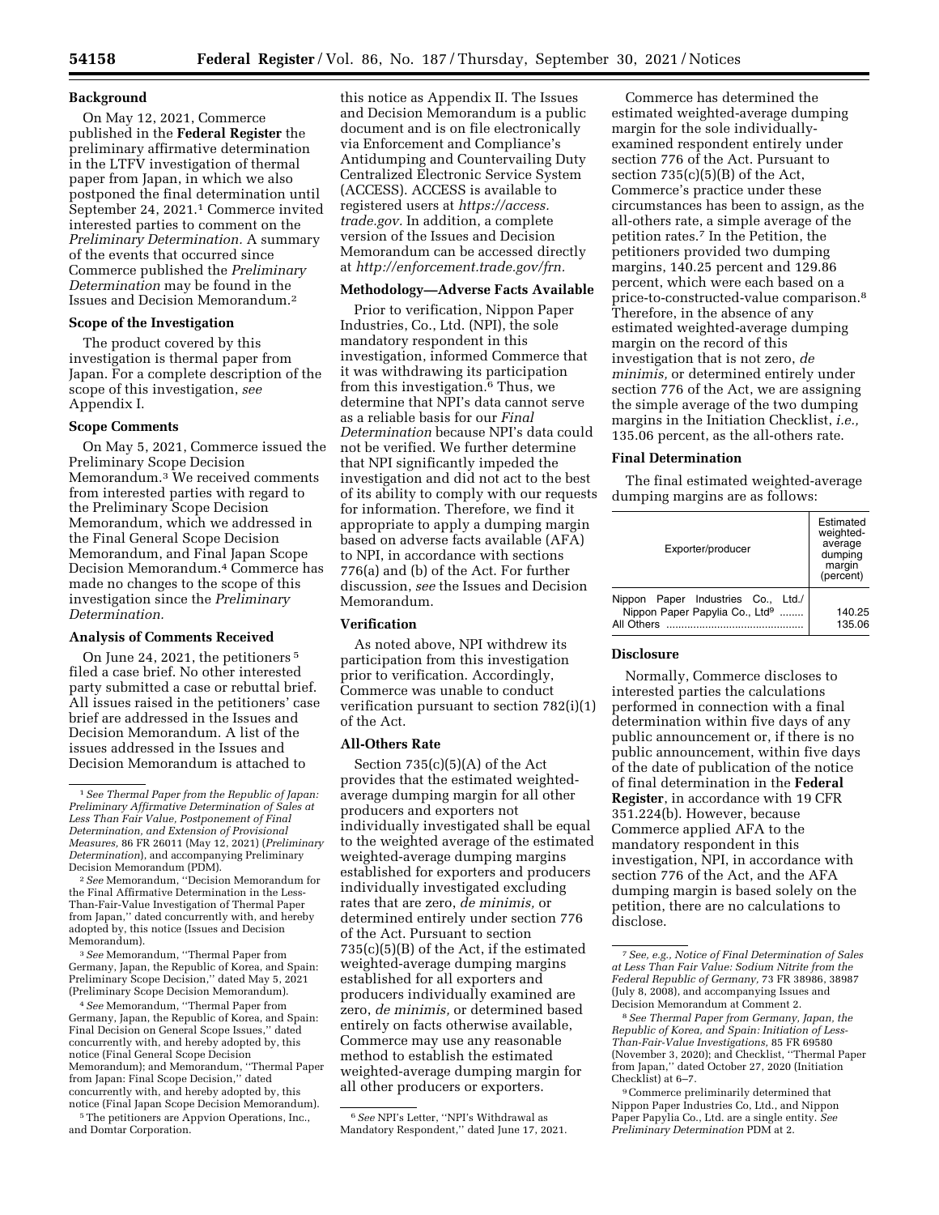## Background

On May 12, 2021, Commerce published in the **Federal Register** the preliminary affirmative determination in the LTFV investigation of thermal paper from Japan, in which we also postponed the final determination until September 24, 2021.[1] Commerce invited interested parties to comment on the *Preliminary Determination.* A summary of the events that occurred since Commerce published the *Preliminary Determination* may be found in the Issues and Decision Memorandum.[2]

## Scope of the Investigation

The product covered by this investigation is thermal paper from Japan. For a complete description of the scope of this investigation, *see* Appendix I.

## Scope Comments

On May 5, 2021, Commerce issued the Preliminary Scope Decision Memorandum.[3] We received comments from interested parties with regard to the Preliminary Scope Decision Memorandum, which we addressed in the Final General Scope Decision Memorandum, and Final Japan Scope Decision Memorandum.[4] Commerce has made no changes to the scope of this investigation since the *Preliminary Determination.*

## Analysis of Comments Received

On June 24, 2021, the petitioners[5] filed a case brief. No other interested party submitted a case or rebuttal brief. All issues raised in the petitioners' case brief are addressed in the Issues and Decision Memorandum. A list of the issues addressed in the Issues and Decision Memorandum is attached to this notice as Appendix II. The Issues and Decision Memorandum is a public document and is on file electronically via Enforcement and Compliance's Antidumping and Countervailing Duty Centralized Electronic Service System (ACCESS). ACCESS is available to registered users at *https://access.trade.gov.* In addition, a complete version of the Issues and Decision Memorandum can be accessed directly at *http://enforcement.trade.gov/frn.*

## Methodology—Adverse Facts Available

Prior to verification, Nippon Paper Industries, Co., Ltd. (NPI), the sole mandatory respondent in this investigation, informed Commerce that it was withdrawing its participation from this investigation.[6] Thus, we determine that NPI's data cannot serve as a reliable basis for our *Final Determination* because NPI's data could not be verified. We further determine that NPI significantly impeded the investigation and did not act to the best of its ability to comply with our requests for information. Therefore, we find it appropriate to apply a dumping margin based on adverse facts available (AFA) to NPI, in accordance with sections 776(a) and (b) of the Act. For further discussion, *see* the Issues and Decision Memorandum.

## Verification

As noted above, NPI withdrew its participation from this investigation prior to verification. Accordingly, Commerce was unable to conduct verification pursuant to section 782(i)(1) of the Act.

## All-Others Rate

Section 735(c)(5)(A) of the Act provides that the estimated weighted-average dumping margin for all other producers and exporters not individually investigated shall be equal to the weighted average of the estimated weighted-average dumping margins established for exporters and producers individually investigated excluding rates that are zero, *de minimis,* or determined entirely under section 776 of the Act. Pursuant to section 735(c)(5)(B) of the Act, if the estimated weighted-average dumping margins established for all exporters and producers individually examined are zero, *de minimis,* or determined based entirely on facts otherwise available, Commerce may use any reasonable method to establish the estimated weighted-average dumping margin for all other producers or exporters.

Commerce has determined the estimated weighted-average dumping margin for the sole individually-examined respondent entirely under section 776 of the Act. Pursuant to section 735(c)(5)(B) of the Act, Commerce's practice under these circumstances has been to assign, as the all-others rate, a simple average of the petition rates.[7] In the Petition, the petitioners provided two dumping margins, 140.25 percent and 129.86 percent, which were each based on a price-to-constructed-value comparison.[8] Therefore, in the absence of any estimated weighted-average dumping margin on the record of this investigation that is not zero, *de minimis,* or determined entirely under section 776 of the Act, we are assigning the simple average of the two dumping margins in the Initiation Checklist, *i.e.,* 135.06 percent, as the all-others rate.

## Final Determination

The final estimated weighted-average dumping margins are as follows:

| Exporter/producer | Estimated weighted-average dumping margin (percent) |
|---|---|
| Nippon Paper Industries Co., Ltd./ Nippon Paper Papylia Co., Ltd[9] | 140.25 |
| All Others | 135.06 |

## Disclosure

Normally, Commerce discloses to interested parties the calculations performed in connection with a final determination within five days of any public announcement or, if there is no public announcement, within five days of the date of publication of the notice of final determination in the **Federal Register**, in accordance with 19 CFR 351.224(b). However, because Commerce applied AFA to the mandatory respondent in this investigation, NPI, in accordance with section 776 of the Act, and the AFA dumping margin is based solely on the petition, there are no calculations to disclose.

---

[1] *See Thermal Paper from the Republic of Japan: Preliminary Affirmative Determination of Sales at Less Than Fair Value, Postponement of Final Determination, and Extension of Provisional Measures,* 86 FR 26011 (May 12, 2021) (*Preliminary Determination*), and accompanying Preliminary Decision Memorandum (PDM).

[2] *See* Memorandum, "Decision Memorandum for the Final Affirmative Determination in the Less-Than-Fair-Value Investigation of Thermal Paper from Japan," dated concurrently with, and hereby adopted by, this notice (Issues and Decision Memorandum).

[3] *See* Memorandum, "Thermal Paper from Germany, Japan, the Republic of Korea, and Spain: Preliminary Scope Decision," dated May 5, 2021 (Preliminary Scope Decision Memorandum).

[4] *See* Memorandum, "Thermal Paper from Germany, Japan, the Republic of Korea, and Spain: Final Decision on General Scope Issues," dated concurrently with, and hereby adopted by, this notice (Final General Scope Decision Memorandum); and Memorandum, "Thermal Paper from Japan: Final Scope Decision," dated concurrently with, and hereby adopted by, this notice (Final Japan Scope Decision Memorandum).

[5] The petitioners are Appvion Operations, Inc., and Domtar Corporation.

[6] *See* NPI's Letter, "NPI's Withdrawal as Mandatory Respondent," dated June 17, 2021.

[7] *See, e.g., Notice of Final Determination of Sales at Less Than Fair Value: Sodium Nitrite from the Federal Republic of Germany,* 73 FR 38986, 38987 (July 8, 2008), and accompanying Issues and Decision Memorandum at Comment 2.

[8] *See Thermal Paper from Germany, Japan, the Republic of Korea, and Spain: Initiation of Less-Than-Fair-Value Investigations,* 85 FR 69580 (November 3, 2020); and Checklist, "Thermal Paper from Japan," dated October 27, 2020 (Initiation Checklist) at 6–7.

[9] Commerce preliminarily determined that Nippon Paper Industries Co, Ltd., and Nippon Paper Papylia Co., Ltd. are a single entity. *See Preliminary Determination* PDM at 2.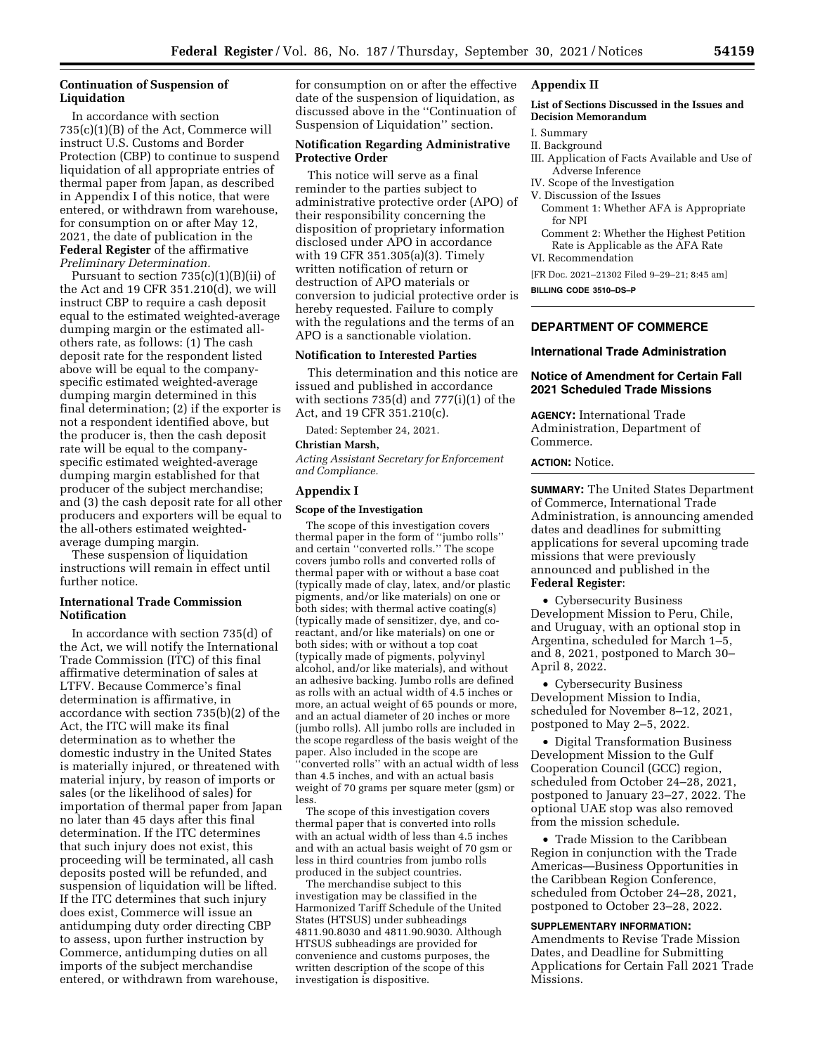**Continuation of Suspension of Liquidation**

In accordance with section 735(c)(1)(B) of the Act, Commerce will instruct U.S. Customs and Border Protection (CBP) to continue to suspend liquidation of all appropriate entries of thermal paper from Japan, as described in Appendix I of this notice, that were entered, or withdrawn from warehouse, for consumption on or after May 12, 2021, the date of publication in the **Federal Register** of the affirmative *Preliminary Determination.*

Pursuant to section 735(c)(1)(B)(ii) of the Act and 19 CFR 351.210(d), we will instruct CBP to require a cash deposit equal to the estimated weighted-average dumping margin or the estimated all-others rate, as follows: (1) The cash deposit rate for the respondent listed above will be equal to the company-specific estimated weighted-average dumping margin determined in this final determination; (2) if the exporter is not a respondent identified above, but the producer is, then the cash deposit rate will be equal to the company-specific estimated weighted-average dumping margin established for that producer of the subject merchandise; and (3) the cash deposit rate for all other producers and exporters will be equal to the all-others estimated weighted-average dumping margin.

These suspension of liquidation instructions will remain in effect until further notice.

**International Trade Commission Notification**

In accordance with section 735(d) of the Act, we will notify the International Trade Commission (ITC) of this final affirmative determination of sales at LTFV. Because Commerce's final determination is affirmative, in accordance with section 735(b)(2) of the Act, the ITC will make its final determination as to whether the domestic industry in the United States is materially injured, or threatened with material injury, by reason of imports or sales (or the likelihood of sales) for importation of thermal paper from Japan no later than 45 days after this final determination. If the ITC determines that such injury does not exist, this proceeding will be terminated, all cash deposits posted will be refunded, and suspension of liquidation will be lifted. If the ITC determines that such injury does exist, Commerce will issue an antidumping duty order directing CBP to assess, upon further instruction by Commerce, antidumping duties on all imports of the subject merchandise entered, or withdrawn from warehouse, for consumption on or after the effective date of the suspension of liquidation, as discussed above in the ''Continuation of Suspension of Liquidation'' section.

**Notification Regarding Administrative Protective Order**

This notice will serve as a final reminder to the parties subject to administrative protective order (APO) of their responsibility concerning the disposition of proprietary information disclosed under APO in accordance with 19 CFR 351.305(a)(3). Timely written notification of return or destruction of APO materials or conversion to judicial protective order is hereby requested. Failure to comply with the regulations and the terms of an APO is a sanctionable violation.

**Notification to Interested Parties**

This determination and this notice are issued and published in accordance with sections 735(d) and 777(i)(1) of the Act, and 19 CFR 351.210(c).

Dated: September 24, 2021.

**Christian Marsh,**

*Acting Assistant Secretary for Enforcement and Compliance.*

## Appendix I

**Scope of the Investigation**

The scope of this investigation covers thermal paper in the form of ''jumbo rolls'' and certain ''converted rolls.'' The scope covers jumbo rolls and converted rolls of thermal paper with or without a base coat (typically made of clay, latex, and/or plastic pigments, and/or like materials) on one or both sides; with thermal active coating(s) (typically made of sensitizer, dye, and co-reactant, and/or like materials) on one or both sides; with or without a top coat (typically made of pigments, polyvinyl alcohol, and/or like materials), and without an adhesive backing. Jumbo rolls are defined as rolls with an actual width of 4.5 inches or more, an actual weight of 65 pounds or more, and an actual diameter of 20 inches or more (jumbo rolls). All jumbo rolls are included in the scope regardless of the basis weight of the paper. Also included in the scope are ''converted rolls'' with an actual width of less than 4.5 inches, and with an actual basis weight of 70 grams per square meter (gsm) or less.

The scope of this investigation covers thermal paper that is converted into rolls with an actual width of less than 4.5 inches and with an actual basis weight of 70 gsm or less in third countries from jumbo rolls produced in the subject countries.

The merchandise subject to this investigation may be classified in the Harmonized Tariff Schedule of the United States (HTSUS) under subheadings 4811.90.8030 and 4811.90.9030. Although HTSUS subheadings are provided for convenience and customs purposes, the written description of the scope of this investigation is dispositive.

## Appendix II

**List of Sections Discussed in the Issues and Decision Memorandum**

I. Summary
II. Background
III. Application of Facts Available and Use of Adverse Inference
IV. Scope of the Investigation
V. Discussion of the Issues
  Comment 1: Whether AFA is Appropriate for NPI
  Comment 2: Whether the Highest Petition Rate is Applicable as the AFA Rate
VI. Recommendation

[FR Doc. 2021–21302 Filed 9–29–21; 8:45 am]

**BILLING CODE 3510–DS–P**

# DEPARTMENT OF COMMERCE

## International Trade Administration

## Notice of Amendment for Certain Fall 2021 Scheduled Trade Missions

**AGENCY:** International Trade Administration, Department of Commerce.

**ACTION:** Notice.

**SUMMARY:** The United States Department of Commerce, International Trade Administration, is announcing amended dates and deadlines for submitting applications for several upcoming trade missions that were previously announced and published in the **Federal Register**:

- Cybersecurity Business Development Mission to Peru, Chile, and Uruguay, with an optional stop in Argentina, scheduled for March 1–5, and 8, 2021, postponed to March 30–April 8, 2022.
- Cybersecurity Business Development Mission to India, scheduled for November 8–12, 2021, postponed to May 2–5, 2022.
- Digital Transformation Business Development Mission to the Gulf Cooperation Council (GCC) region, scheduled from October 24–28, 2021, postponed to January 23–27, 2022. The optional UAE stop was also removed from the mission schedule.
- Trade Mission to the Caribbean Region in conjunction with the Trade Americas—Business Opportunities in the Caribbean Region Conference, scheduled from October 24–28, 2021, postponed to October 23–28, 2022.

**SUPPLEMENTARY INFORMATION:**
Amendments to Revise Trade Mission Dates, and Deadline for Submitting Applications for Certain Fall 2021 Trade Missions.